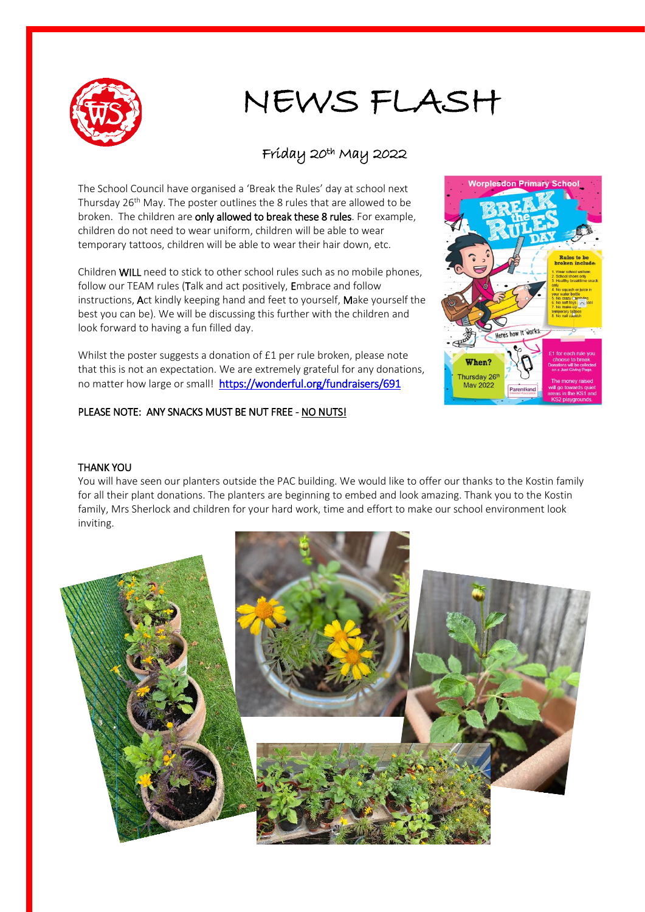# NEWS FLASH

## Friday 20th May 2022

The School Council have organised a 'Break the Rules' day at school next Thursday 26th May. The poster outlines the 8 rules that are allowed to be broken. The children are only allowed to break these 8 rules. For example, children do not need to wear uniform, children will be able to wear temporary tattoos, children will be able to wear their hair down, etc.

Children WILL need to stick to other school rules such as no mobile phones, follow our TEAM rules (Talk and act positively, Embrace and follow instructions, Act kindly keeping hand and feet to yourself, Make yourself the best you can be). We will be discussing this further with the children and look forward to having a fun filled day.

Whilst the poster suggests a donation of £1 per rule broken, please note that this is not an expectation. We are extremely grateful for any donations, no matter how large or small! https://wonderful.org/fundraisers/691

PLEASE NOTE: ANY SNACKS MUST BE NUT FREE - NO NUTS!

THANK YOU

You will have seen our planters outside the PAC building. We would like to offer our thanks to the Kostin family for all their plant donations. The planters are beginning to embed and look amazing. Thank you to the Kostin family, Mrs Sherlock and children for your hard work, time and effort to make our school environment look inviting.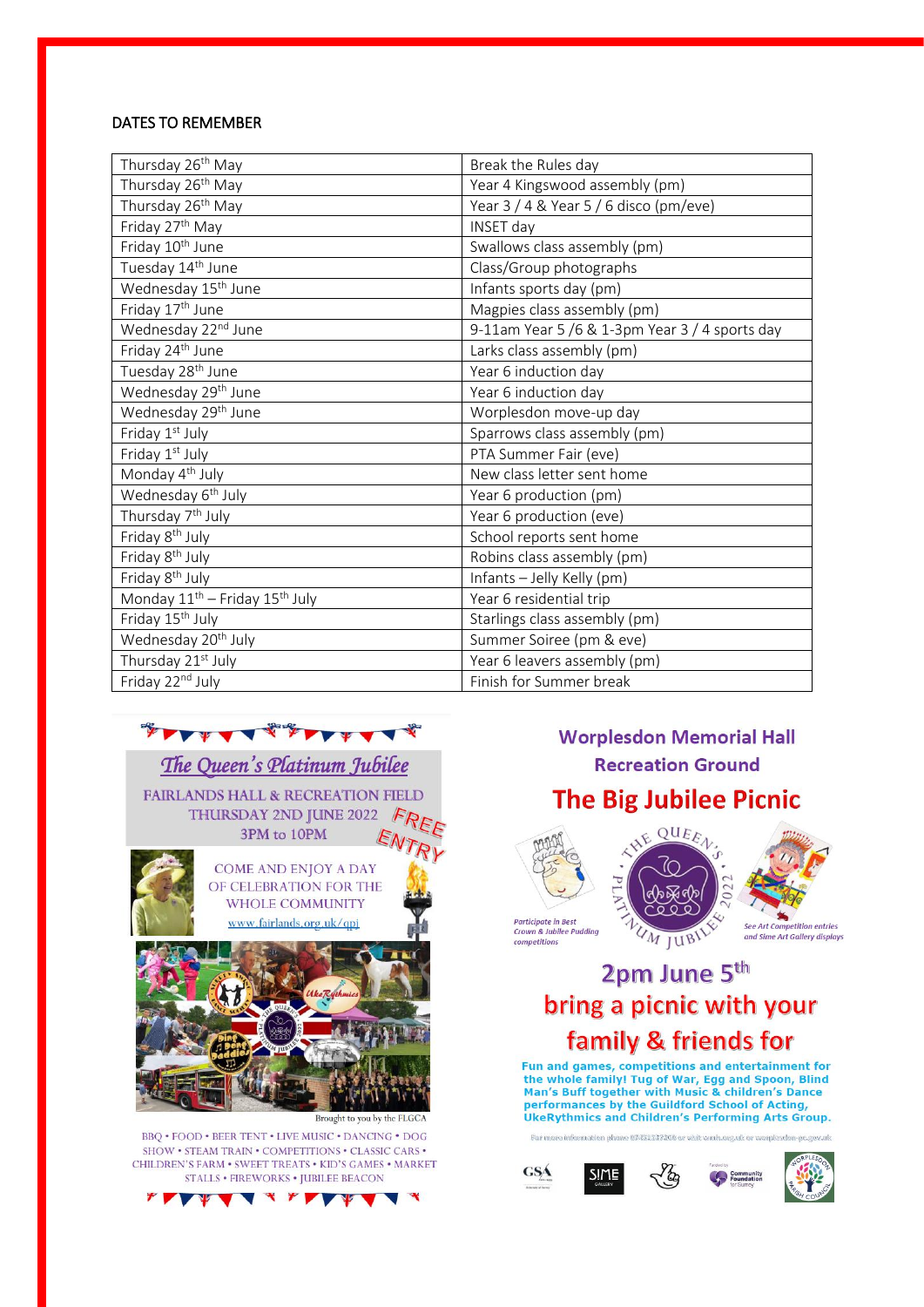## DATES TO REMEMBER

| | |
|---|---|
| Thursday 26th May | Break the Rules day |
| Thursday 26th May | Year 4 Kingswood assembly (pm) |
| Thursday 26th May | Year 3 / 4 & Year 5 / 6 disco (pm/eve) |
| Friday 27th May | INSET day |
| Friday 10th June | Swallows class assembly (pm) |
| Tuesday 14th June | Class/Group photographs |
| Wednesday 15th June | Infants sports day (pm) |
| Friday 17th June | Magpies class assembly (pm) |
| Wednesday 22nd June | 9-11am Year 5 /6 & 1-3pm Year 3 / 4 sports day |
| Friday 24th June | Larks class assembly (pm) |
| Tuesday 28th June | Year 6 induction day |
| Wednesday 29th June | Year 6 induction day |
| Wednesday 29th June | Worplesdon move-up day |
| Friday 1st July | Sparrows class assembly (pm) |
| Friday 1st July | PTA Summer Fair (eve) |
| Monday 4th July | New class letter sent home |
| Wednesday 6th July | Year 6 production (pm) |
| Thursday 7th July | Year 6 production (eve) |
| Friday 8th July | School reports sent home |
| Friday 8th July | Robins class assembly (pm) |
| Friday 8th July | Infants – Jelly Kelly (pm) |
| Monday 11th – Friday 15th July | Year 6 residential trip |
| Friday 15th July | Starlings class assembly (pm) |
| Wednesday 20th July | Summer Soiree (pm & eve) |
| Thursday 21st July | Year 6 leavers assembly (pm) |
| Friday 22nd July | Finish for Summer break |

### The Queen's Platinum Jubilee

FAIRLANDS HALL & RECREATION FIELD
THURSDAY 2ND JUNE 2022
3PM to 10PM

FREE ENTRY

COME AND ENJOY A DAY OF CELEBRATION FOR THE WHOLE COMMUNITY

www.fairlands.org.uk/qpj

Brought to you by the FLGCA

BBQ • FOOD • BEER TENT • LIVE MUSIC • DANCING • DOG SHOW • STEAM TRAIN • COMPETITIONS • CLASSIC CARS • CHILDREN'S FARM • SWEET TREATS • KID'S GAMES • MARKET STALLS • FIREWORKS • JUBILEE BEACON

### Worplesdon Memorial Hall Recreation Ground

## The Big Jubilee Picnic

Participate in Best Crown & Jubilee Pudding competitions

See Art Competition entries and Sime Art Gallery displays

**2pm June 5th**

**bring a picnic with your family & friends for**

**Fun and games, competitions and entertainment for the whole family! Tug of War, Egg and Spoon, Blind Man's Buff together with Music & children's Dance performances by the Guildford School of Acting, UkeRythmics and Children's Performing Arts Group.**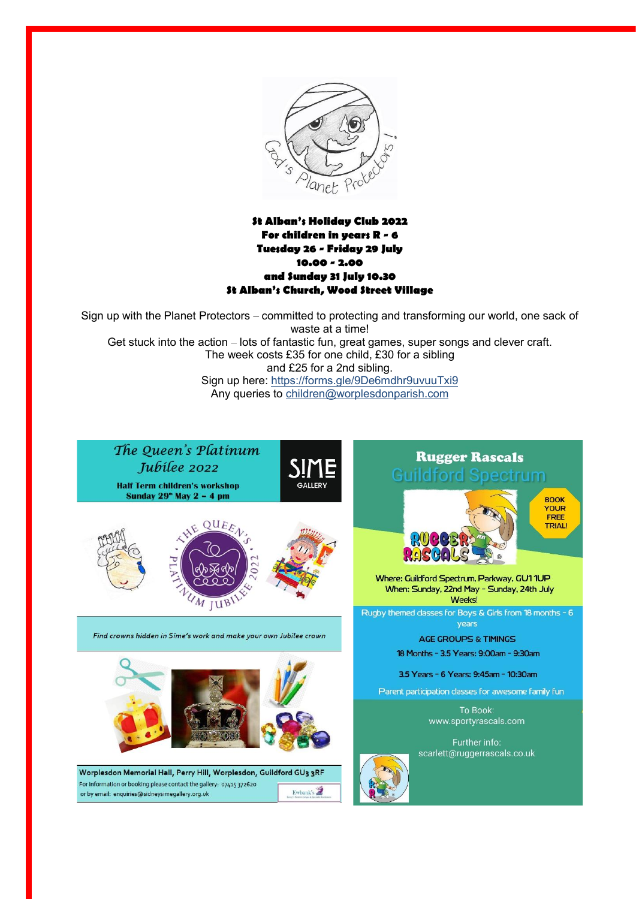God's Planet Protectors!

**St Alban's Holiday Club 2022**
**For children in years R - 6**
**Tuesday 26 - Friday 29 July**
**10.00 - 2.00**
**and Sunday 31 July 10.30**
**St Alban's Church, Wood Street Village**

Sign up with the Planet Protectors – committed to protecting and transforming our world, one sack of waste at a time!

Get stuck into the action – lots of fantastic fun, great games, super songs and clever craft.

The week costs £35 for one child, £30 for a sibling and £25 for a 2nd sibling.

Sign up here: https://forms.gle/9De6mdhr9uvuuTxi9

Any queries to children@worplesdonparish.com

## The Queen's Platinum Jubilee 2022

SIME GALLERY

**Half Term children's workshop**
**Sunday 29th May 2 – 4 pm**

*Find crowns hidden in Sime's work and make your own Jubilee crown*

Worplesdon Memorial Hall, Perry Hill, Worplesdon, Guildford GU3 3RF

For information or booking please contact the gallery: 07415 372620
or by email: enquiries@sidneysimegallery.org.uk

## Rugger Rascals

### Guildford Spectrum

BOOK YOUR FREE TRIAL!

Where: Guildford Spectrum, Parkway, GU1 1UP
When: Sunday, 22nd May - Sunday, 24th July
Weeks!

Rugby themed classes for Boys & Girls from 18 months - 6 years

AGE GROUPS & TIMINGS

18 Months - 3.5 Years: 9:00am - 9:30am

3.5 Years - 6 Years: 9:45am - 10:30am

Parent participation classes for awesome family fun

To Book:
www.sportyrascals.com

Further info:
scarlett@ruggerrascals.co.uk